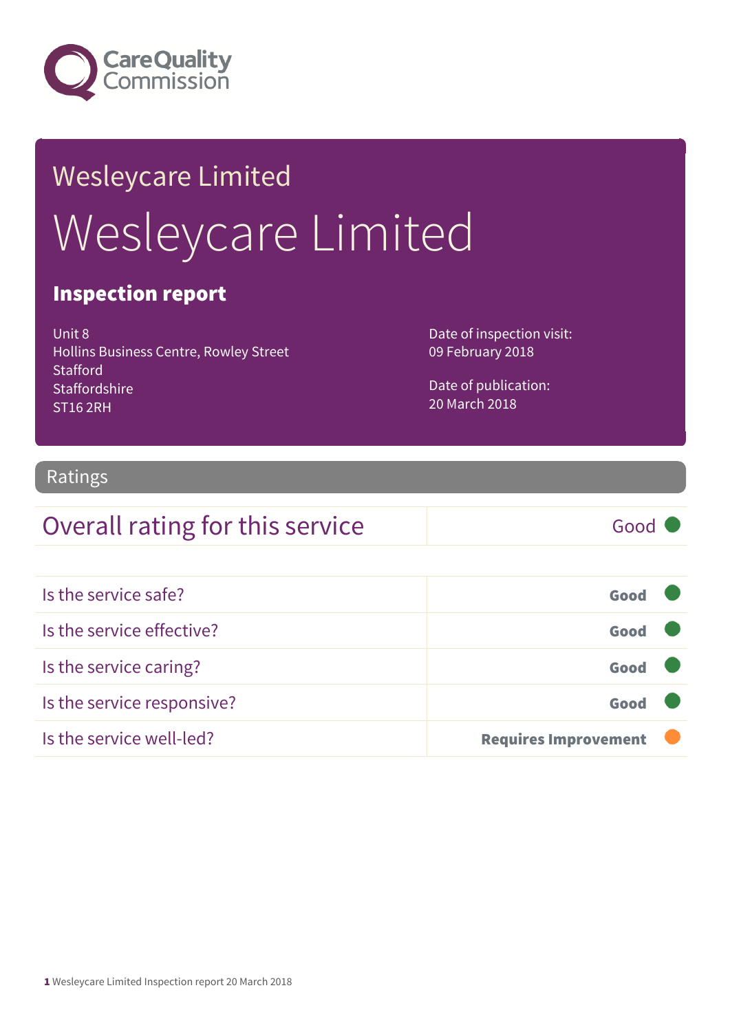Care Quality Commission

# Wesleycare Limited

# Wesleycare Limited

## Inspection report

Unit 8
Hollins Business Centre, Rowley Street
Stafford
Staffordshire
ST16 2RH

Date of inspection visit:
09 February 2018

Date of publication:
20 March 2018

## Ratings

| Overall rating for this service | Good |
|---|---|

| | |
|---|---|
| Is the service safe? | **Good** |
| Is the service effective? | **Good** |
| Is the service caring? | **Good** |
| Is the service responsive? | **Good** |
| Is the service well-led? | **Requires Improvement** |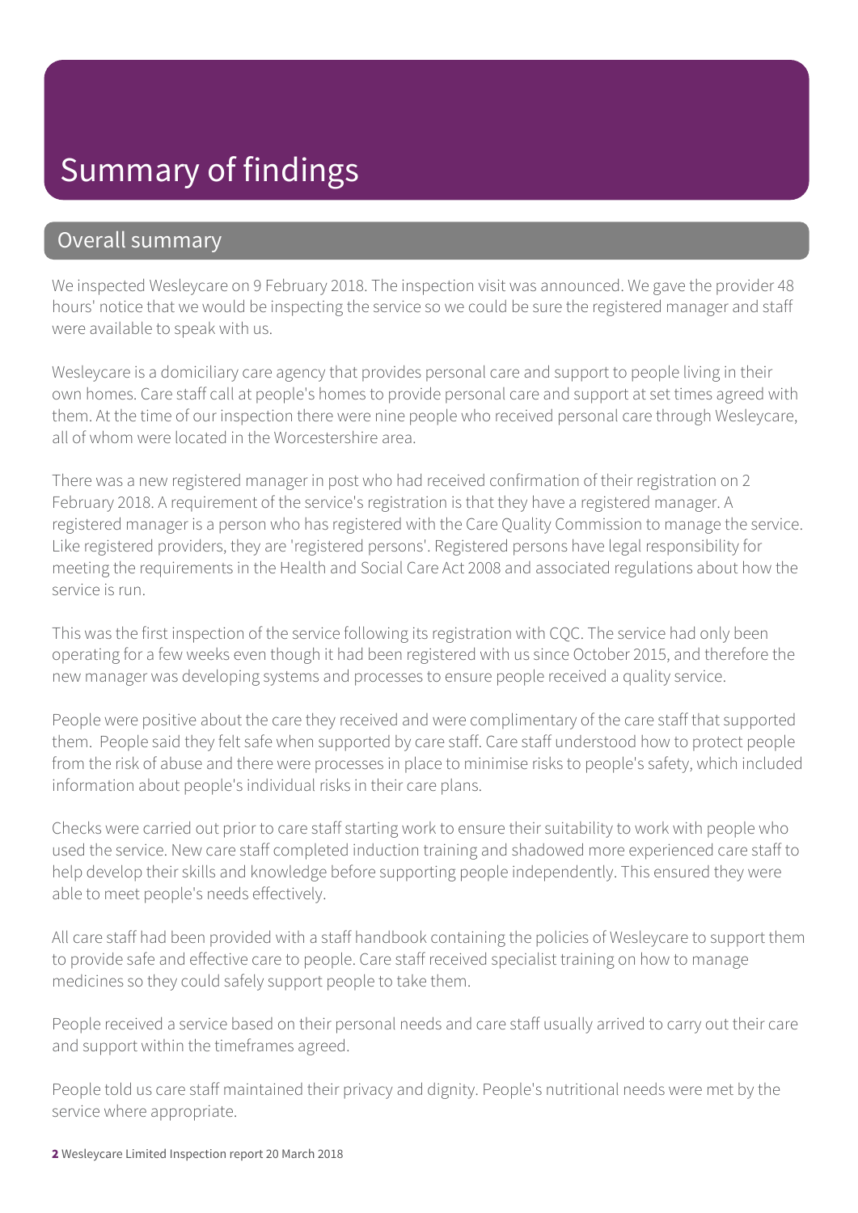# Summary of findings

## Overall summary

We inspected Wesleycare on 9 February 2018. The inspection visit was announced. We gave the provider 48 hours' notice that we would be inspecting the service so we could be sure the registered manager and staff were available to speak with us.

Wesleycare is a domiciliary care agency that provides personal care and support to people living in their own homes. Care staff call at people's homes to provide personal care and support at set times agreed with them. At the time of our inspection there were nine people who received personal care through Wesleycare, all of whom were located in the Worcestershire area.

There was a new registered manager in post who had received confirmation of their registration on 2 February 2018. A requirement of the service's registration is that they have a registered manager. A registered manager is a person who has registered with the Care Quality Commission to manage the service. Like registered providers, they are 'registered persons'. Registered persons have legal responsibility for meeting the requirements in the Health and Social Care Act 2008 and associated regulations about how the service is run.

This was the first inspection of the service following its registration with CQC. The service had only been operating for a few weeks even though it had been registered with us since October 2015, and therefore the new manager was developing systems and processes to ensure people received a quality service.

People were positive about the care they received and were complimentary of the care staff that supported them. People said they felt safe when supported by care staff. Care staff understood how to protect people from the risk of abuse and there were processes in place to minimise risks to people's safety, which included information about people's individual risks in their care plans.

Checks were carried out prior to care staff starting work to ensure their suitability to work with people who used the service. New care staff completed induction training and shadowed more experienced care staff to help develop their skills and knowledge before supporting people independently. This ensured they were able to meet people's needs effectively.

All care staff had been provided with a staff handbook containing the policies of Wesleycare to support them to provide safe and effective care to people. Care staff received specialist training on how to manage medicines so they could safely support people to take them.

People received a service based on their personal needs and care staff usually arrived to carry out their care and support within the timeframes agreed.

People told us care staff maintained their privacy and dignity. People's nutritional needs were met by the service where appropriate.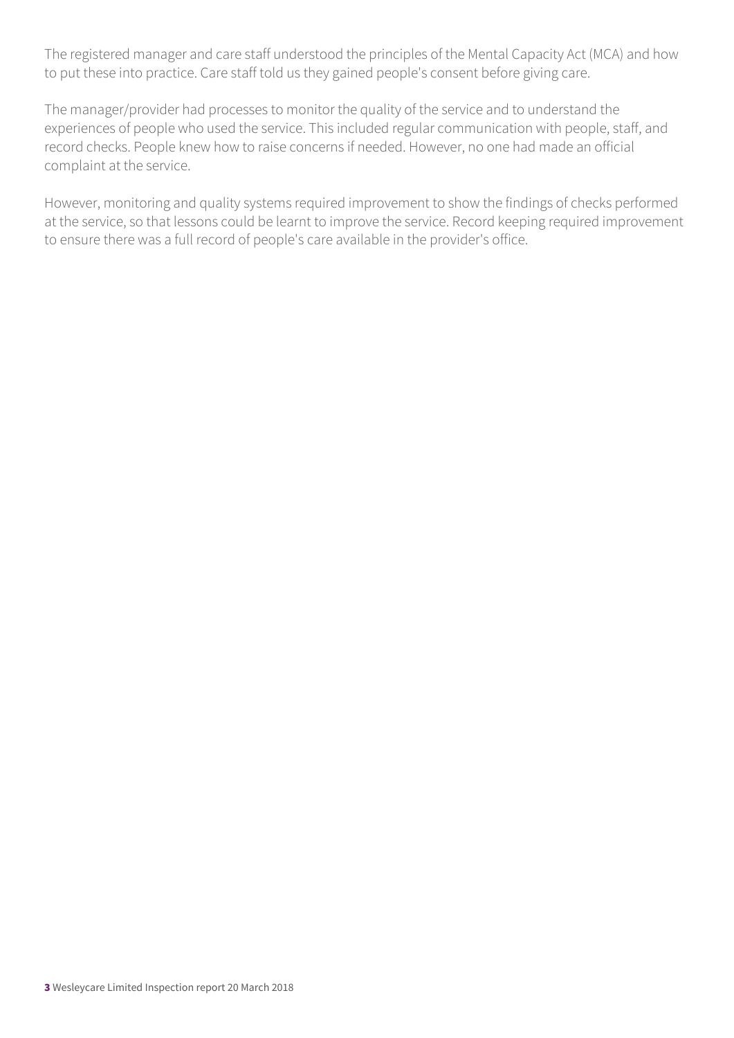The registered manager and care staff understood the principles of the Mental Capacity Act (MCA) and how to put these into practice. Care staff told us they gained people's consent before giving care.

The manager/provider had processes to monitor the quality of the service and to understand the experiences of people who used the service. This included regular communication with people, staff, and record checks. People knew how to raise concerns if needed. However, no one had made an official complaint at the service.

However, monitoring and quality systems required improvement to show the findings of checks performed at the service, so that lessons could be learnt to improve the service. Record keeping required improvement to ensure there was a full record of people's care available in the provider's office.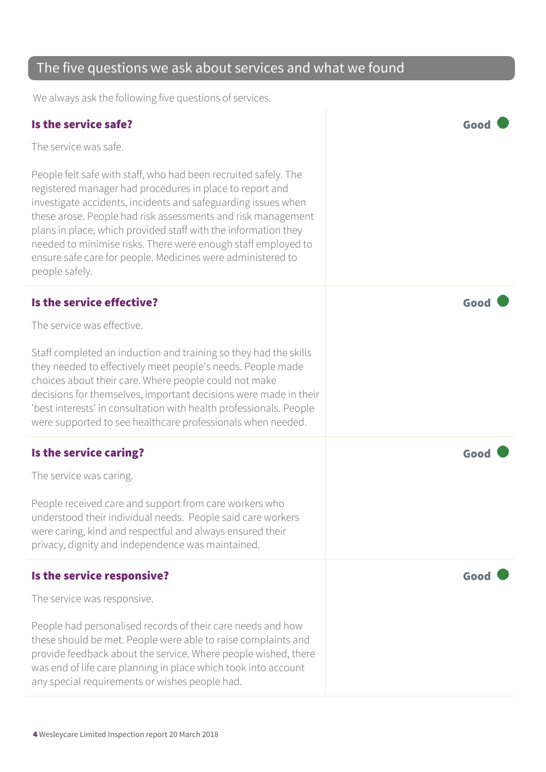## The five questions we ask about services and what we found

We always ask the following five questions of services.

### Is the service safe?

**Good**

The service was safe.

People felt safe with staff, who had been recruited safely. The registered manager had procedures in place to report and investigate accidents, incidents and safeguarding issues when these arose. People had risk assessments and risk management plans in place, which provided staff with the information they needed to minimise risks. There were enough staff employed to ensure safe care for people. Medicines were administered to people safely.

### Is the service effective?

**Good**

The service was effective.

Staff completed an induction and training so they had the skills they needed to effectively meet people's needs. People made choices about their care. Where people could not make decisions for themselves, important decisions were made in their 'best interests' in consultation with health professionals. People were supported to see healthcare professionals when needed.

### Is the service caring?

**Good**

The service was caring.

People received care and support from care workers who understood their individual needs. People said care workers were caring, kind and respectful and always ensured their privacy, dignity and independence was maintained.

### Is the service responsive?

**Good**

The service was responsive.

People had personalised records of their care needs and how these should be met. People were able to raise complaints and provide feedback about the service. Where people wished, there was end of life care planning in place which took into account any special requirements or wishes people had.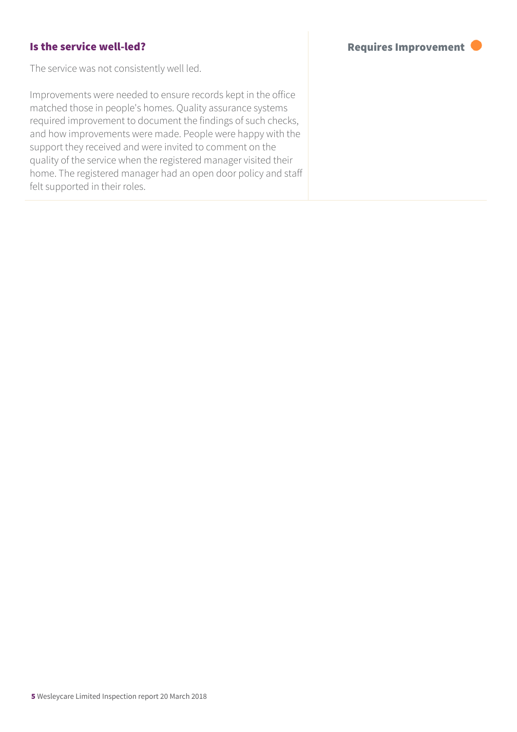### Is the service well-led?

**Requires Improvement**

The service was not consistently well led.

Improvements were needed to ensure records kept in the office matched those in people's homes. Quality assurance systems required improvement to document the findings of such checks, and how improvements were made. People were happy with the support they received and were invited to comment on the quality of the service when the registered manager visited their home. The registered manager had an open door policy and staff felt supported in their roles.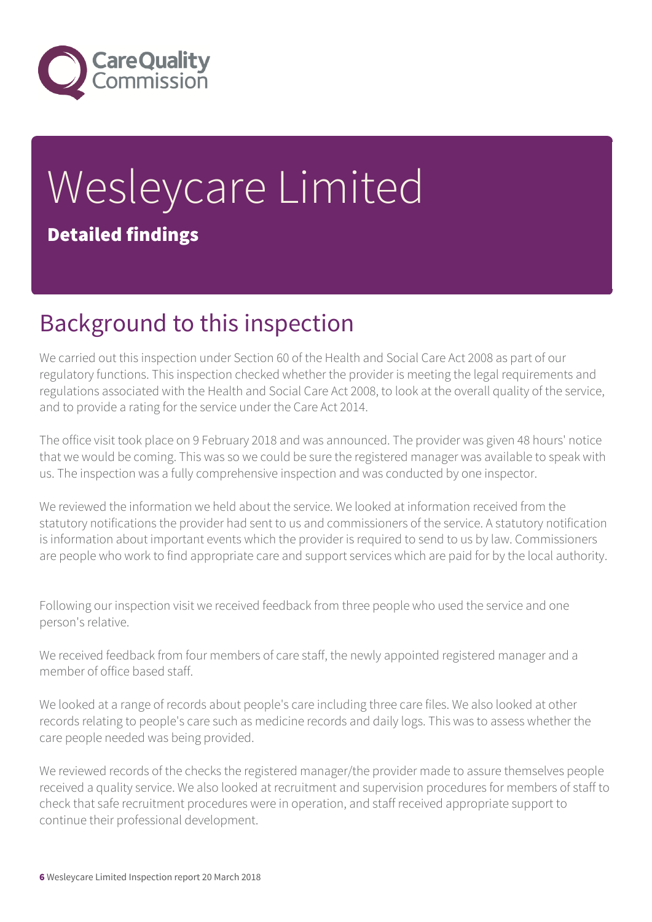# Wesleycare Limited

## Detailed findings

## Background to this inspection

We carried out this inspection under Section 60 of the Health and Social Care Act 2008 as part of our regulatory functions. This inspection checked whether the provider is meeting the legal requirements and regulations associated with the Health and Social Care Act 2008, to look at the overall quality of the service, and to provide a rating for the service under the Care Act 2014.

The office visit took place on 9 February 2018 and was announced. The provider was given 48 hours' notice that we would be coming. This was so we could be sure the registered manager was available to speak with us. The inspection was a fully comprehensive inspection and was conducted by one inspector.

We reviewed the information we held about the service. We looked at information received from the statutory notifications the provider had sent to us and commissioners of the service. A statutory notification is information about important events which the provider is required to send to us by law. Commissioners are people who work to find appropriate care and support services which are paid for by the local authority.

Following our inspection visit we received feedback from three people who used the service and one person's relative.

We received feedback from four members of care staff, the newly appointed registered manager and a member of office based staff.

We looked at a range of records about people's care including three care files. We also looked at other records relating to people's care such as medicine records and daily logs. This was to assess whether the care people needed was being provided.

We reviewed records of the checks the registered manager/the provider made to assure themselves people received a quality service. We also looked at recruitment and supervision procedures for members of staff to check that safe recruitment procedures were in operation, and staff received appropriate support to continue their professional development.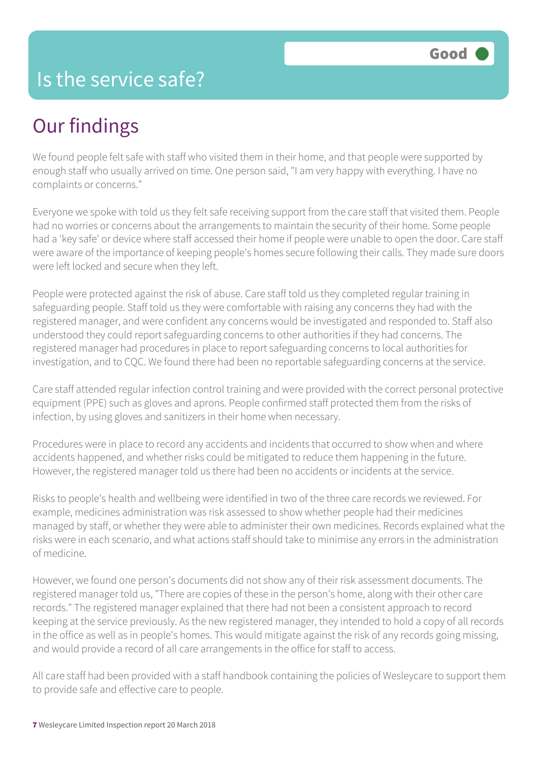# Is the service safe?

**Good**

## Our findings

We found people felt safe with staff who visited them in their home, and that people were supported by enough staff who usually arrived on time. One person said, "I am very happy with everything. I have no complaints or concerns."

Everyone we spoke with told us they felt safe receiving support from the care staff that visited them. People had no worries or concerns about the arrangements to maintain the security of their home. Some people had a 'key safe' or device where staff accessed their home if people were unable to open the door. Care staff were aware of the importance of keeping people's homes secure following their calls. They made sure doors were left locked and secure when they left.

People were protected against the risk of abuse. Care staff told us they completed regular training in safeguarding people. Staff told us they were comfortable with raising any concerns they had with the registered manager, and were confident any concerns would be investigated and responded to. Staff also understood they could report safeguarding concerns to other authorities if they had concerns. The registered manager had procedures in place to report safeguarding concerns to local authorities for investigation, and to CQC. We found there had been no reportable safeguarding concerns at the service.

Care staff attended regular infection control training and were provided with the correct personal protective equipment (PPE) such as gloves and aprons. People confirmed staff protected them from the risks of infection, by using gloves and sanitizers in their home when necessary.

Procedures were in place to record any accidents and incidents that occurred to show when and where accidents happened, and whether risks could be mitigated to reduce them happening in the future. However, the registered manager told us there had been no accidents or incidents at the service.

Risks to people's health and wellbeing were identified in two of the three care records we reviewed. For example, medicines administration was risk assessed to show whether people had their medicines managed by staff, or whether they were able to administer their own medicines. Records explained what the risks were in each scenario, and what actions staff should take to minimise any errors in the administration of medicine.

However, we found one person's documents did not show any of their risk assessment documents. The registered manager told us, "There are copies of these in the person's home, along with their other care records." The registered manager explained that there had not been a consistent approach to record keeping at the service previously. As the new registered manager, they intended to hold a copy of all records in the office as well as in people's homes. This would mitigate against the risk of any records going missing, and would provide a record of all care arrangements in the office for staff to access.

All care staff had been provided with a staff handbook containing the policies of Wesleycare to support them to provide safe and effective care to people.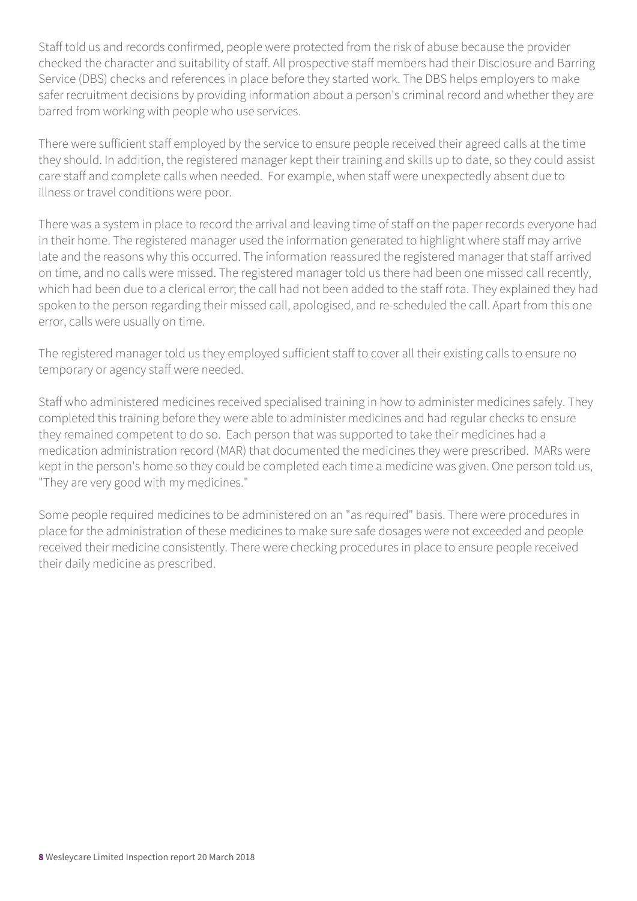Staff told us and records confirmed, people were protected from the risk of abuse because the provider checked the character and suitability of staff. All prospective staff members had their Disclosure and Barring Service (DBS) checks and references in place before they started work. The DBS helps employers to make safer recruitment decisions by providing information about a person's criminal record and whether they are barred from working with people who use services.

There were sufficient staff employed by the service to ensure people received their agreed calls at the time they should. In addition, the registered manager kept their training and skills up to date, so they could assist care staff and complete calls when needed. For example, when staff were unexpectedly absent due to illness or travel conditions were poor.

There was a system in place to record the arrival and leaving time of staff on the paper records everyone had in their home. The registered manager used the information generated to highlight where staff may arrive late and the reasons why this occurred. The information reassured the registered manager that staff arrived on time, and no calls were missed. The registered manager told us there had been one missed call recently, which had been due to a clerical error; the call had not been added to the staff rota. They explained they had spoken to the person regarding their missed call, apologised, and re-scheduled the call. Apart from this one error, calls were usually on time.

The registered manager told us they employed sufficient staff to cover all their existing calls to ensure no temporary or agency staff were needed.

Staff who administered medicines received specialised training in how to administer medicines safely. They completed this training before they were able to administer medicines and had regular checks to ensure they remained competent to do so. Each person that was supported to take their medicines had a medication administration record (MAR) that documented the medicines they were prescribed. MARs were kept in the person's home so they could be completed each time a medicine was given. One person told us, "They are very good with my medicines."

Some people required medicines to be administered on an "as required" basis. There were procedures in place for the administration of these medicines to make sure safe dosages were not exceeded and people received their medicine consistently. There were checking procedures in place to ensure people received their daily medicine as prescribed.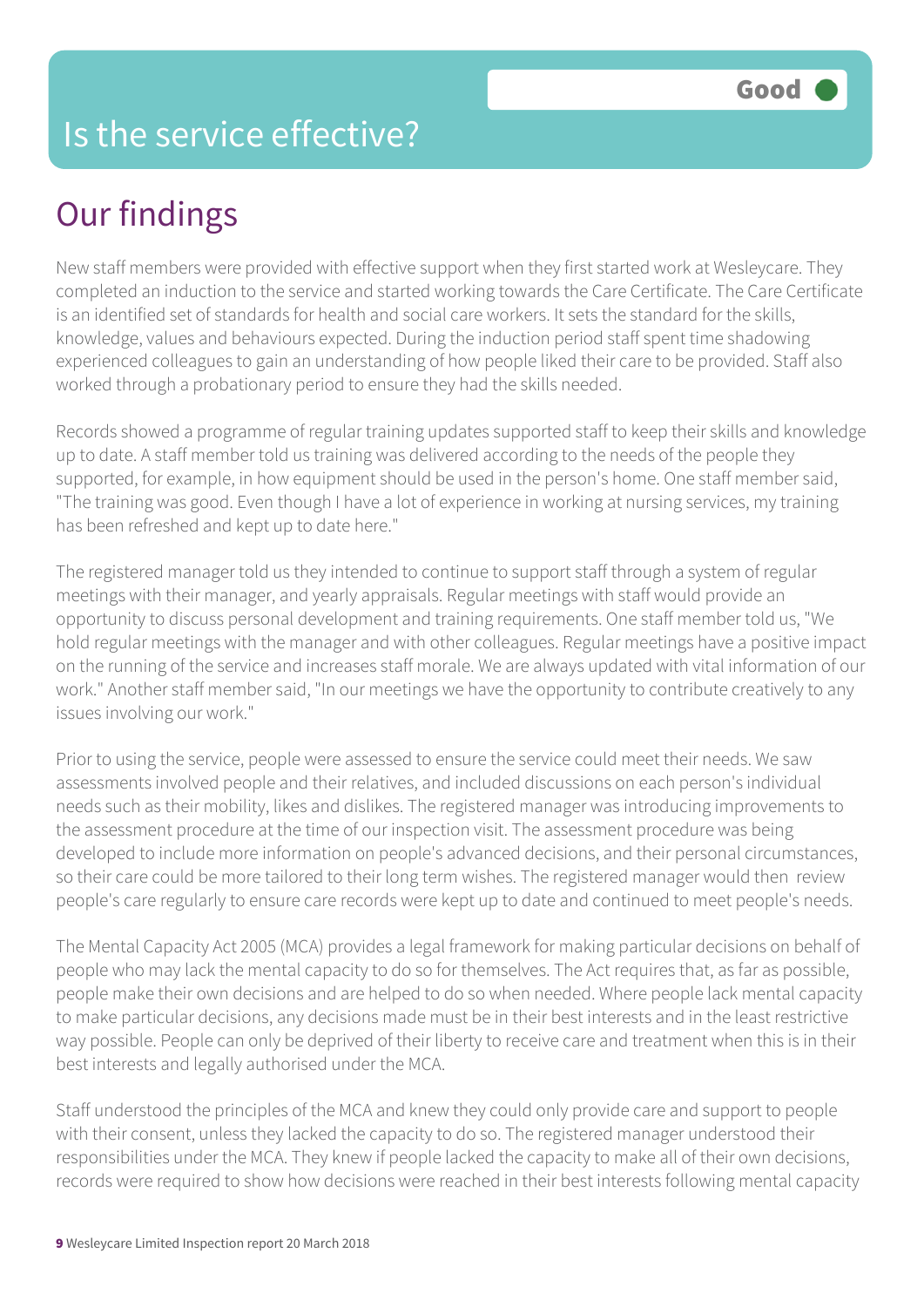# Is the service effective?

**Good**

## Our findings

New staff members were provided with effective support when they first started work at Wesleycare. They completed an induction to the service and started working towards the Care Certificate. The Care Certificate is an identified set of standards for health and social care workers. It sets the standard for the skills, knowledge, values and behaviours expected. During the induction period staff spent time shadowing experienced colleagues to gain an understanding of how people liked their care to be provided. Staff also worked through a probationary period to ensure they had the skills needed.

Records showed a programme of regular training updates supported staff to keep their skills and knowledge up to date. A staff member told us training was delivered according to the needs of the people they supported, for example, in how equipment should be used in the person's home. One staff member said, "The training was good. Even though I have a lot of experience in working at nursing services, my training has been refreshed and kept up to date here."

The registered manager told us they intended to continue to support staff through a system of regular meetings with their manager, and yearly appraisals. Regular meetings with staff would provide an opportunity to discuss personal development and training requirements. One staff member told us, "We hold regular meetings with the manager and with other colleagues. Regular meetings have a positive impact on the running of the service and increases staff morale. We are always updated with vital information of our work." Another staff member said, "In our meetings we have the opportunity to contribute creatively to any issues involving our work."

Prior to using the service, people were assessed to ensure the service could meet their needs. We saw assessments involved people and their relatives, and included discussions on each person's individual needs such as their mobility, likes and dislikes. The registered manager was introducing improvements to the assessment procedure at the time of our inspection visit. The assessment procedure was being developed to include more information on people's advanced decisions, and their personal circumstances, so their care could be more tailored to their long term wishes. The registered manager would then review people's care regularly to ensure care records were kept up to date and continued to meet people's needs.

The Mental Capacity Act 2005 (MCA) provides a legal framework for making particular decisions on behalf of people who may lack the mental capacity to do so for themselves. The Act requires that, as far as possible, people make their own decisions and are helped to do so when needed. Where people lack mental capacity to make particular decisions, any decisions made must be in their best interests and in the least restrictive way possible. People can only be deprived of their liberty to receive care and treatment when this is in their best interests and legally authorised under the MCA.

Staff understood the principles of the MCA and knew they could only provide care and support to people with their consent, unless they lacked the capacity to do so. The registered manager understood their responsibilities under the MCA. They knew if people lacked the capacity to make all of their own decisions, records were required to show how decisions were reached in their best interests following mental capacity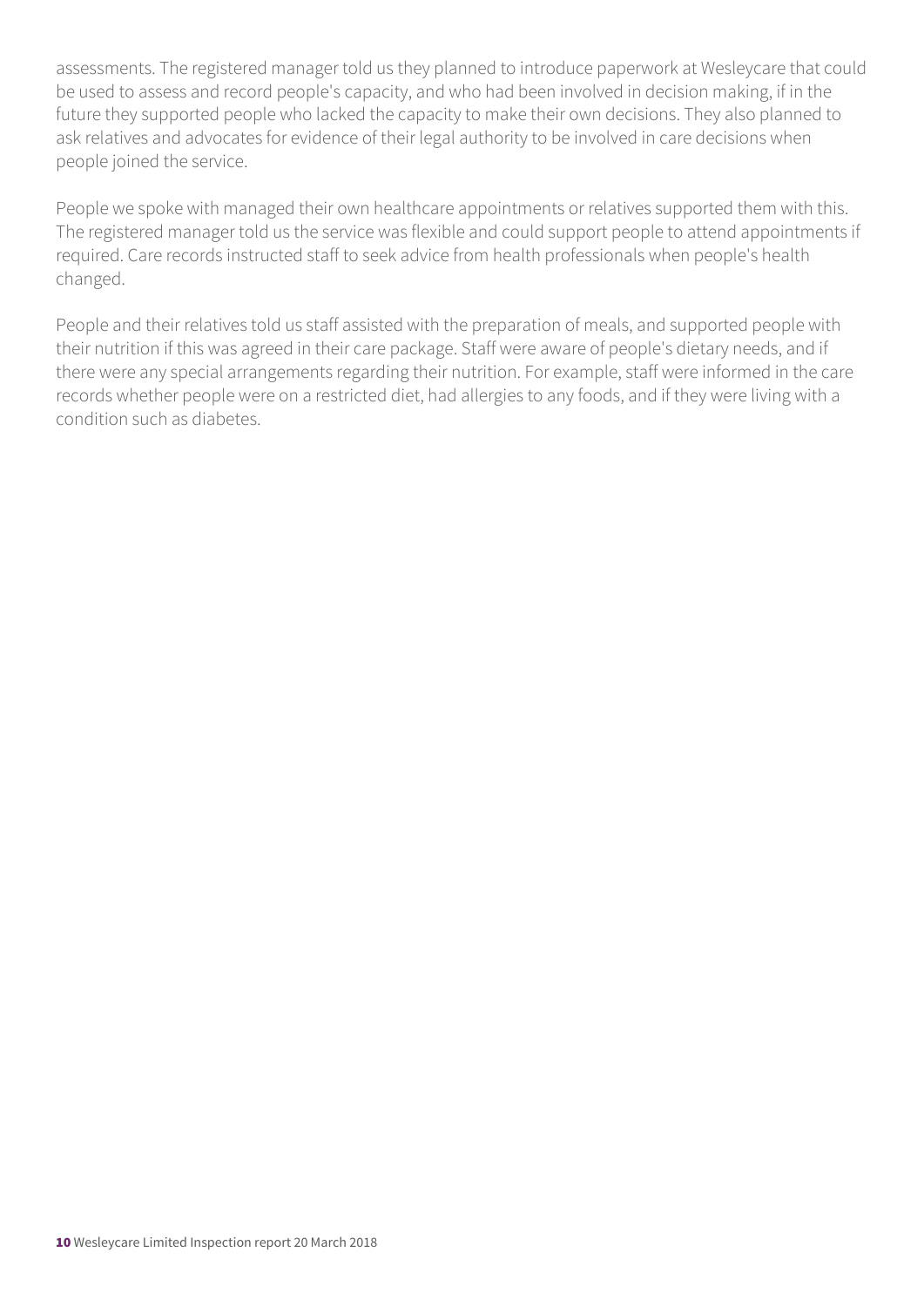assessments. The registered manager told us they planned to introduce paperwork at Wesleycare that could be used to assess and record people's capacity, and who had been involved in decision making, if in the future they supported people who lacked the capacity to make their own decisions. They also planned to ask relatives and advocates for evidence of their legal authority to be involved in care decisions when people joined the service.

People we spoke with managed their own healthcare appointments or relatives supported them with this. The registered manager told us the service was flexible and could support people to attend appointments if required. Care records instructed staff to seek advice from health professionals when people's health changed.

People and their relatives told us staff assisted with the preparation of meals, and supported people with their nutrition if this was agreed in their care package. Staff were aware of people's dietary needs, and if there were any special arrangements regarding their nutrition. For example, staff were informed in the care records whether people were on a restricted diet, had allergies to any foods, and if they were living with a condition such as diabetes.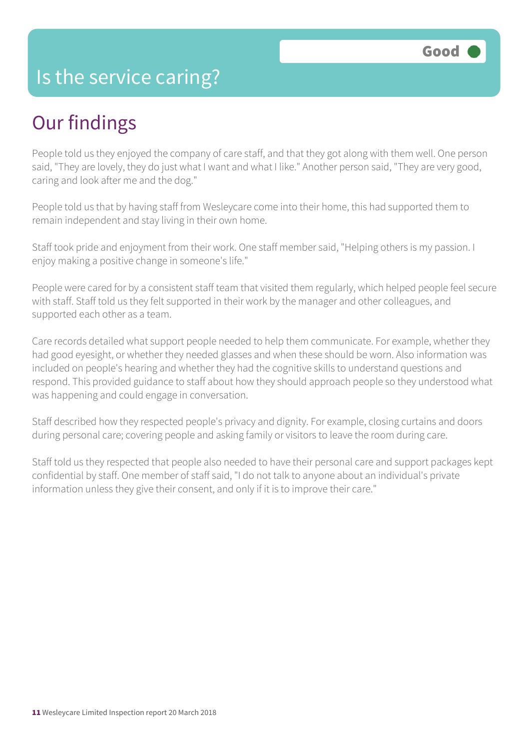# Is the service caring?

Good

## Our findings

People told us they enjoyed the company of care staff, and that they got along with them well. One person said, "They are lovely, they do just what I want and what I like." Another person said, "They are very good, caring and look after me and the dog."

People told us that by having staff from Wesleycare come into their home, this had supported them to remain independent and stay living in their own home.

Staff took pride and enjoyment from their work. One staff member said, "Helping others is my passion. I enjoy making a positive change in someone's life."

People were cared for by a consistent staff team that visited them regularly, which helped people feel secure with staff. Staff told us they felt supported in their work by the manager and other colleagues, and supported each other as a team.

Care records detailed what support people needed to help them communicate. For example, whether they had good eyesight, or whether they needed glasses and when these should be worn. Also information was included on people's hearing and whether they had the cognitive skills to understand questions and respond. This provided guidance to staff about how they should approach people so they understood what was happening and could engage in conversation.

Staff described how they respected people's privacy and dignity. For example, closing curtains and doors during personal care; covering people and asking family or visitors to leave the room during care.

Staff told us they respected that people also needed to have their personal care and support packages kept confidential by staff. One member of staff said, "I do not talk to anyone about an individual's private information unless they give their consent, and only if it is to improve their care."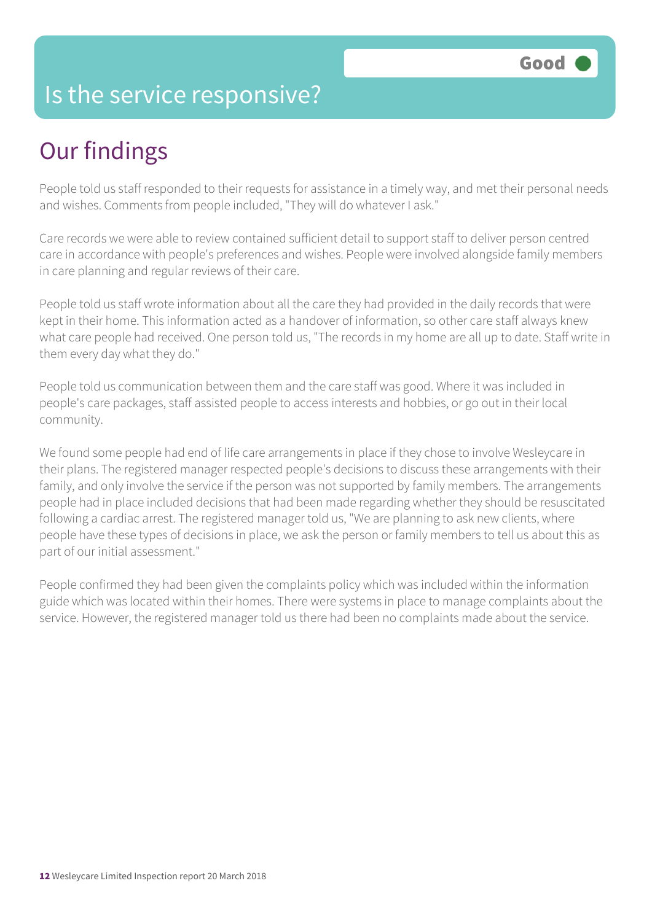# Is the service responsive?

**Good**

## Our findings

People told us staff responded to their requests for assistance in a timely way, and met their personal needs and wishes. Comments from people included, "They will do whatever I ask."

Care records we were able to review contained sufficient detail to support staff to deliver person centred care in accordance with people's preferences and wishes. People were involved alongside family members in care planning and regular reviews of their care.

People told us staff wrote information about all the care they had provided in the daily records that were kept in their home. This information acted as a handover of information, so other care staff always knew what care people had received. One person told us, "The records in my home are all up to date. Staff write in them every day what they do."

People told us communication between them and the care staff was good. Where it was included in people's care packages, staff assisted people to access interests and hobbies, or go out in their local community.

We found some people had end of life care arrangements in place if they chose to involve Wesleycare in their plans. The registered manager respected people's decisions to discuss these arrangements with their family, and only involve the service if the person was not supported by family members. The arrangements people had in place included decisions that had been made regarding whether they should be resuscitated following a cardiac arrest. The registered manager told us, "We are planning to ask new clients, where people have these types of decisions in place, we ask the person or family members to tell us about this as part of our initial assessment."

People confirmed they had been given the complaints policy which was included within the information guide which was located within their homes. There were systems in place to manage complaints about the service. However, the registered manager told us there had been no complaints made about the service.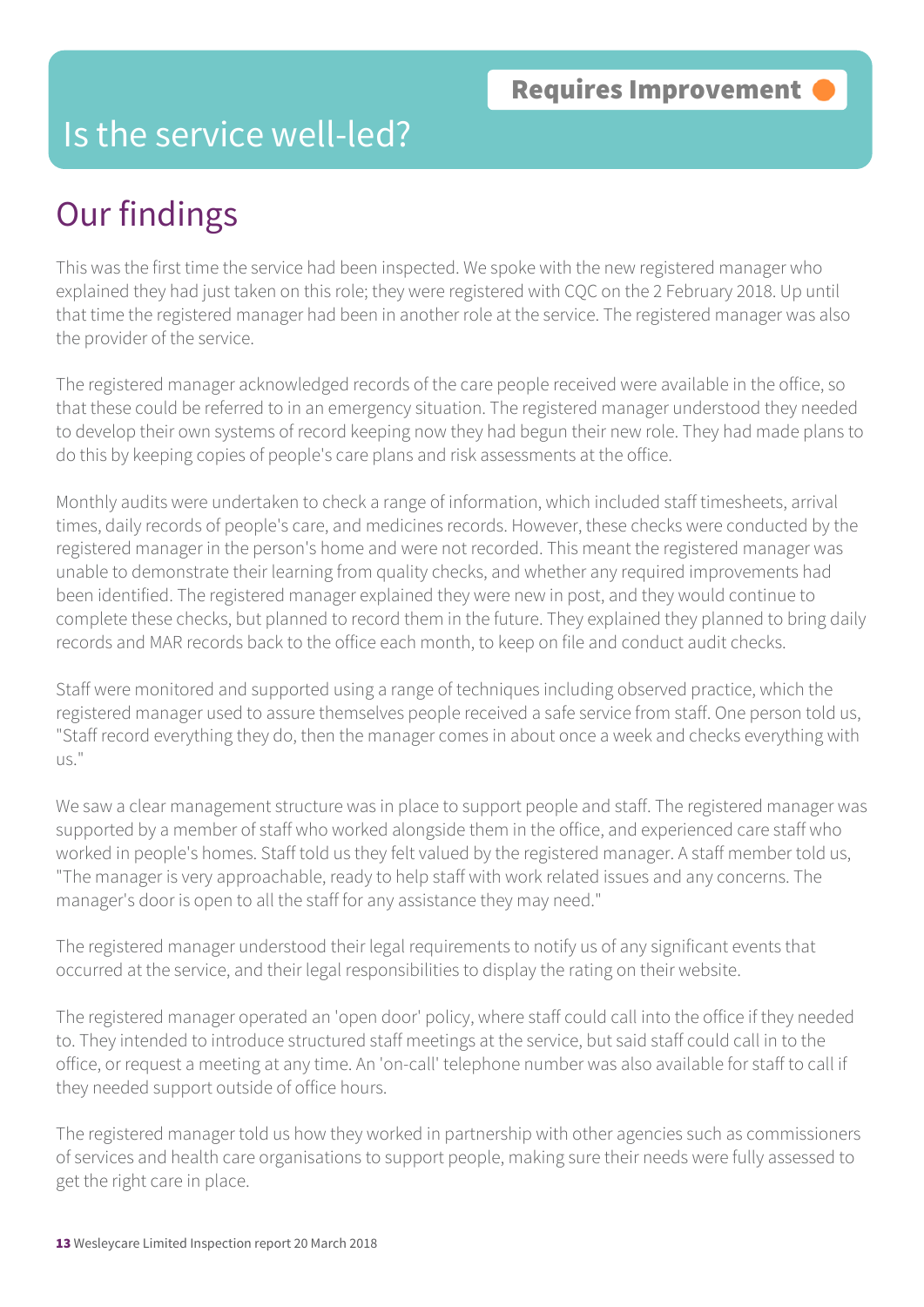Requires Improvement

# Is the service well-led?

## Our findings

This was the first time the service had been inspected. We spoke with the new registered manager who explained they had just taken on this role; they were registered with CQC on the 2 February 2018. Up until that time the registered manager had been in another role at the service. The registered manager was also the provider of the service.

The registered manager acknowledged records of the care people received were available in the office, so that these could be referred to in an emergency situation. The registered manager understood they needed to develop their own systems of record keeping now they had begun their new role. They had made plans to do this by keeping copies of people's care plans and risk assessments at the office.

Monthly audits were undertaken to check a range of information, which included staff timesheets, arrival times, daily records of people's care, and medicines records. However, these checks were conducted by the registered manager in the person's home and were not recorded. This meant the registered manager was unable to demonstrate their learning from quality checks, and whether any required improvements had been identified. The registered manager explained they were new in post, and they would continue to complete these checks, but planned to record them in the future. They explained they planned to bring daily records and MAR records back to the office each month, to keep on file and conduct audit checks.

Staff were monitored and supported using a range of techniques including observed practice, which the registered manager used to assure themselves people received a safe service from staff. One person told us, "Staff record everything they do, then the manager comes in about once a week and checks everything with us."

We saw a clear management structure was in place to support people and staff. The registered manager was supported by a member of staff who worked alongside them in the office, and experienced care staff who worked in people's homes. Staff told us they felt valued by the registered manager. A staff member told us, "The manager is very approachable, ready to help staff with work related issues and any concerns. The manager's door is open to all the staff for any assistance they may need."

The registered manager understood their legal requirements to notify us of any significant events that occurred at the service, and their legal responsibilities to display the rating on their website.

The registered manager operated an 'open door' policy, where staff could call into the office if they needed to. They intended to introduce structured staff meetings at the service, but said staff could call in to the office, or request a meeting at any time. An 'on-call' telephone number was also available for staff to call if they needed support outside of office hours.

The registered manager told us how they worked in partnership with other agencies such as commissioners of services and health care organisations to support people, making sure their needs were fully assessed to get the right care in place.